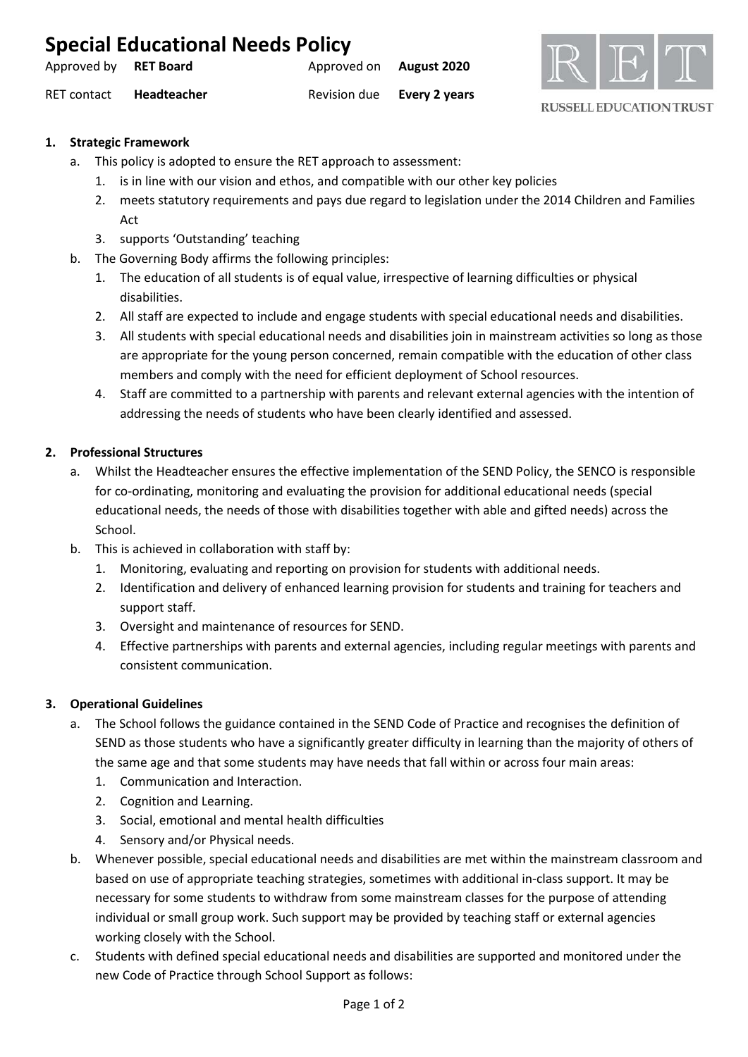# Special Educational Needs Policy

| | | | |
|---|---|---|---|
| Approved by | **RET Board** | Approved on | **August 2020** |
| RET contact | **Headteacher** | Revision due | **Every 2 years** |

RUSSELL EDUCATION TRUST

**1. Strategic Framework**

a. This policy is adopted to ensure the RET approach to assessment:
   1. is in line with our vision and ethos, and compatible with our other key policies
   2. meets statutory requirements and pays due regard to legislation under the 2014 Children and Families Act
   3. supports 'Outstanding' teaching

b. The Governing Body affirms the following principles:
   1. The education of all students is of equal value, irrespective of learning difficulties or physical disabilities.
   2. All staff are expected to include and engage students with special educational needs and disabilities.
   3. All students with special educational needs and disabilities join in mainstream activities so long as those are appropriate for the young person concerned, remain compatible with the education of other class members and comply with the need for efficient deployment of School resources.
   4. Staff are committed to a partnership with parents and relevant external agencies with the intention of addressing the needs of students who have been clearly identified and assessed.

**2. Professional Structures**

a. Whilst the Headteacher ensures the effective implementation of the SEND Policy, the SENCO is responsible for co-ordinating, monitoring and evaluating the provision for additional educational needs (special educational needs, the needs of those with disabilities together with able and gifted needs) across the School.

b. This is achieved in collaboration with staff by:
   1. Monitoring, evaluating and reporting on provision for students with additional needs.
   2. Identification and delivery of enhanced learning provision for students and training for teachers and support staff.
   3. Oversight and maintenance of resources for SEND.
   4. Effective partnerships with parents and external agencies, including regular meetings with parents and consistent communication.

**3. Operational Guidelines**

a. The School follows the guidance contained in the SEND Code of Practice and recognises the definition of SEND as those students who have a significantly greater difficulty in learning than the majority of others of the same age and that some students may have needs that fall within or across four main areas:
   1. Communication and Interaction.
   2. Cognition and Learning.
   3. Social, emotional and mental health difficulties
   4. Sensory and/or Physical needs.

b. Whenever possible, special educational needs and disabilities are met within the mainstream classroom and based on use of appropriate teaching strategies, sometimes with additional in-class support. It may be necessary for some students to withdraw from some mainstream classes for the purpose of attending individual or small group work. Such support may be provided by teaching staff or external agencies working closely with the School.

c. Students with defined special educational needs and disabilities are supported and monitored under the new Code of Practice through School Support as follows: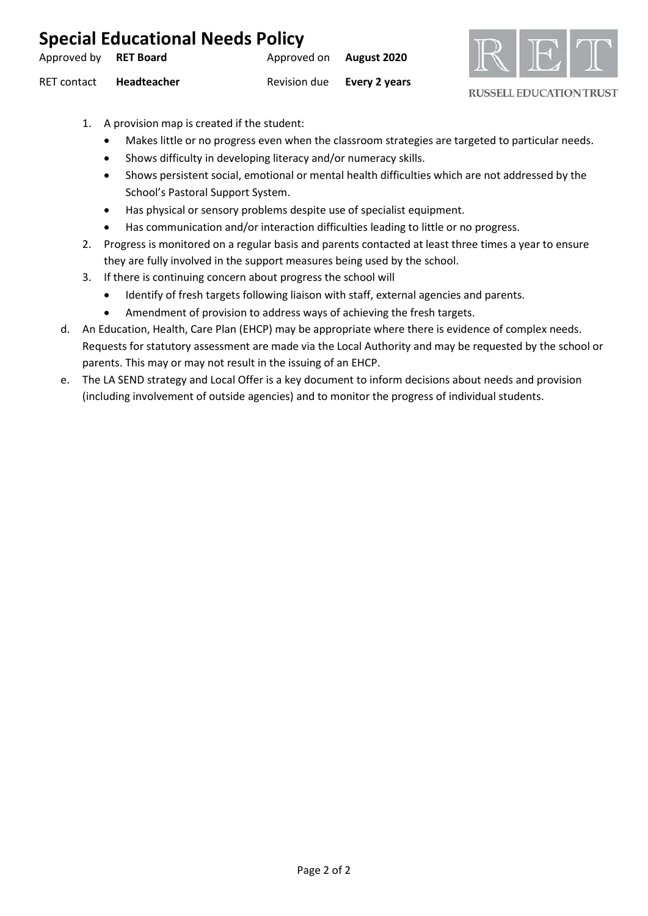1. A provision map is created if the student:
    - Makes little or no progress even when the classroom strategies are targeted to particular needs.
    - Shows difficulty in developing literacy and/or numeracy skills.
    - Shows persistent social, emotional or mental health difficulties which are not addressed by the School's Pastoral Support System.
    - Has physical or sensory problems despite use of specialist equipment.
    - Has communication and/or interaction difficulties leading to little or no progress.
2. Progress is monitored on a regular basis and parents contacted at least three times a year to ensure they are fully involved in the support measures being used by the school.
3. If there is continuing concern about progress the school will
    - Identify of fresh targets following liaison with staff, external agencies and parents.
    - Amendment of provision to address ways of achieving the fresh targets.

d. An Education, Health, Care Plan (EHCP) may be appropriate where there is evidence of complex needs. Requests for statutory assessment are made via the Local Authority and may be requested by the school or parents. This may or may not result in the issuing of an EHCP.

e. The LA SEND strategy and Local Offer is a key document to inform decisions about needs and provision (including involvement of outside agencies) and to monitor the progress of individual students.